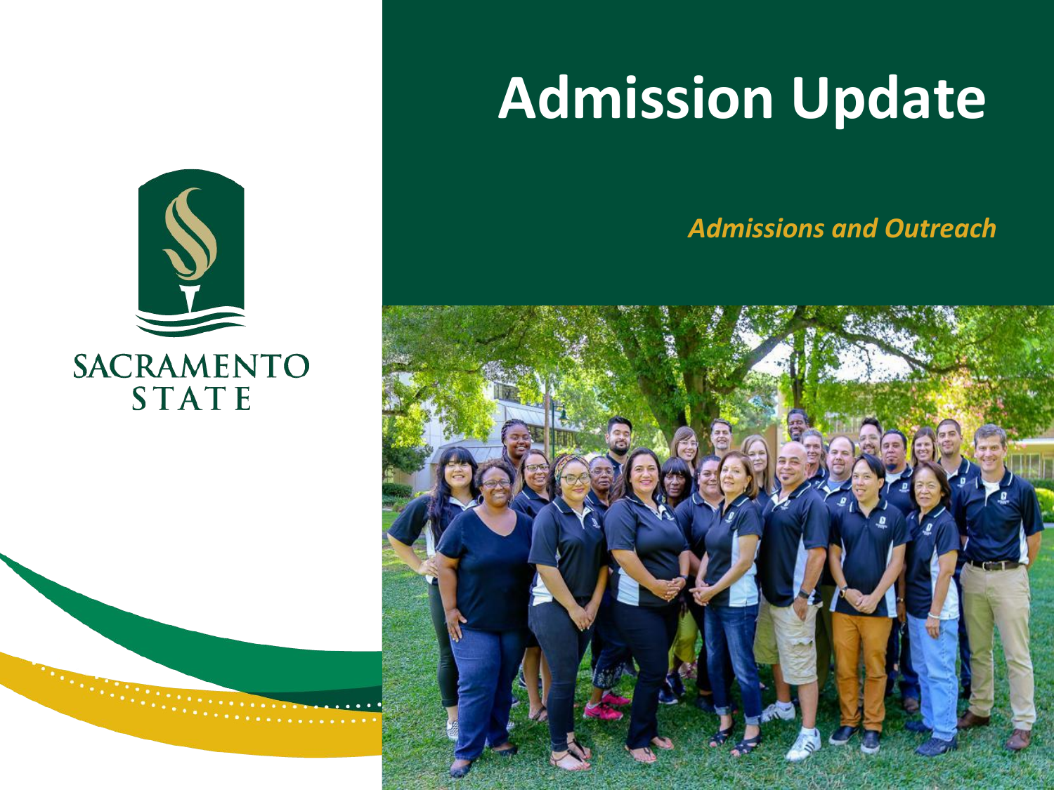SACRAMENTO STATE

# Admission Update

***Admissions and Outreach***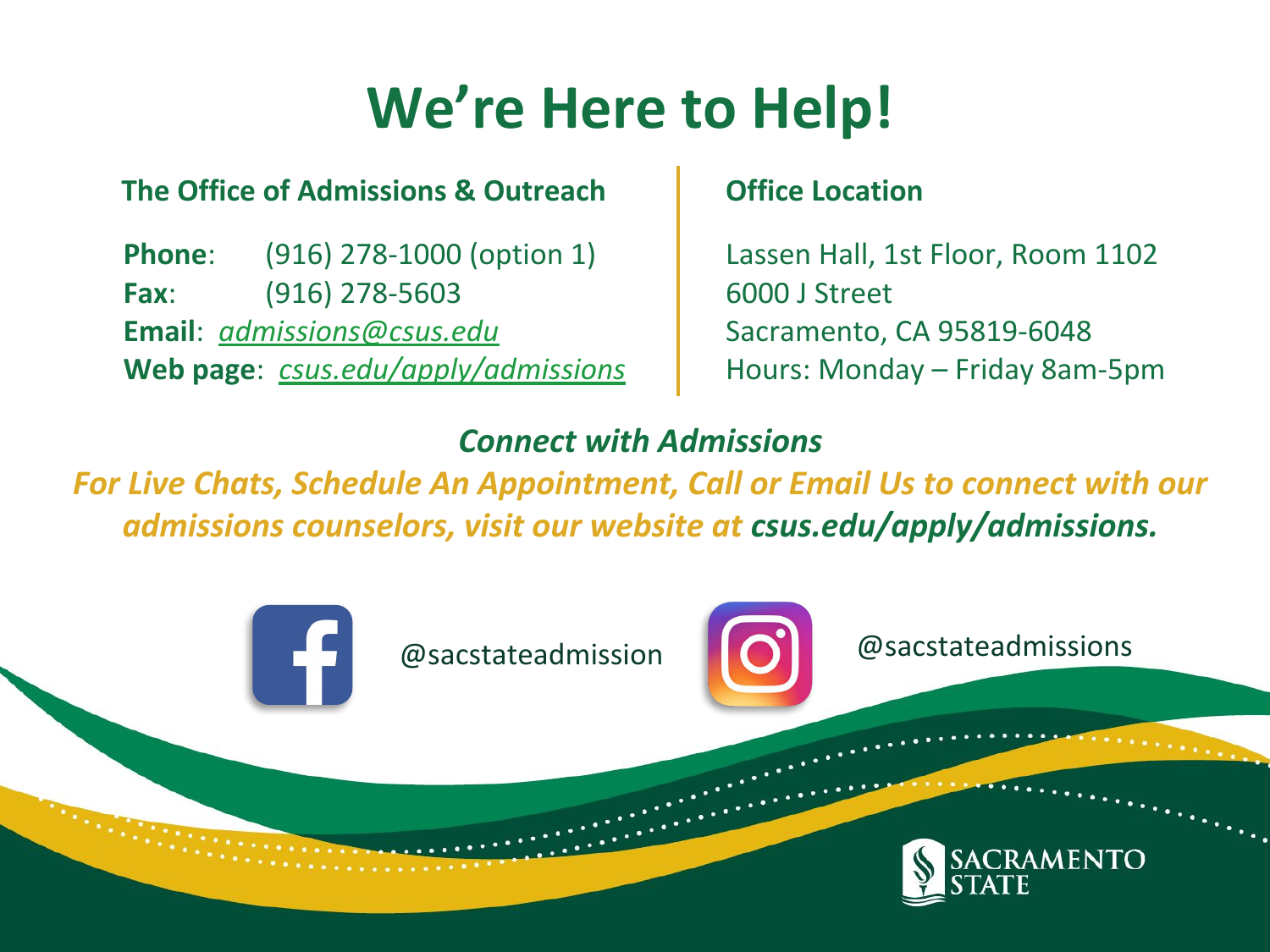# We're Here to Help!

### The Office of Admissions & Outreach

**Phone**: (916) 278-1000 (option 1)
**Fax**: (916) 278-5603
**Email**: *admissions@csus.edu*
**Web page**: *csus.edu/apply/admissions*

### Office Location

Lassen Hall, 1st Floor, Room 1102
6000 J Street
Sacramento, CA 95819-6048
Hours: Monday – Friday 8am-5pm

***Connect with Admissions***

***For Live Chats, Schedule An Appointment, Call or Email Us to connect with our admissions counselors, visit our website at csus.edu/apply/admissions.***

@sacstateadmission

@sacstateadmissions

SACRAMENTO STATE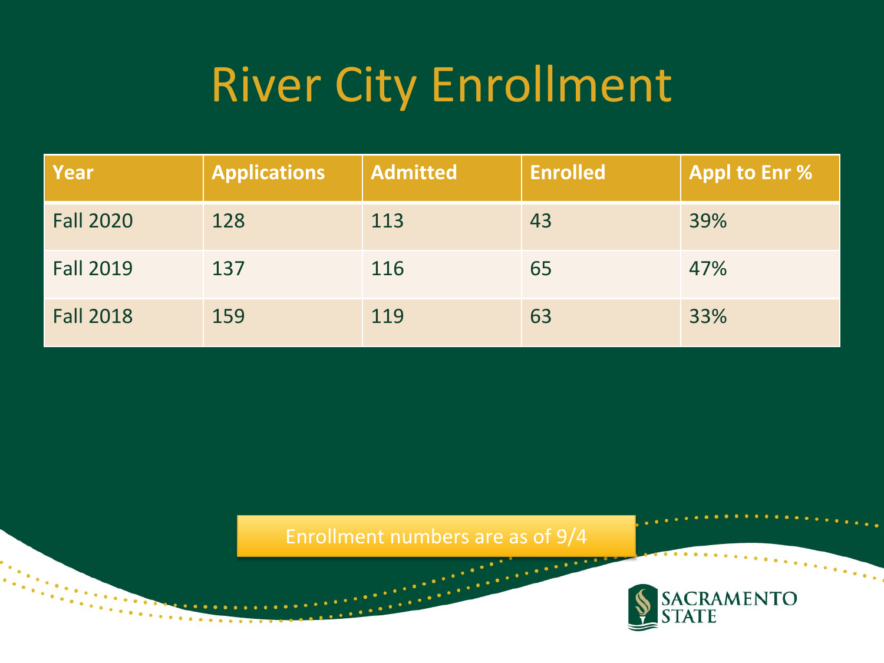# River City Enrollment

| Year | Applications | Admitted | Enrolled | Appl to Enr % |
|---|---|---|---|---|
| Fall 2020 | 128 | 113 | 43 | 39% |
| Fall 2019 | 137 | 116 | 65 | 47% |
| Fall 2018 | 159 | 119 | 63 | 33% |

Enrollment numbers are as of 9/4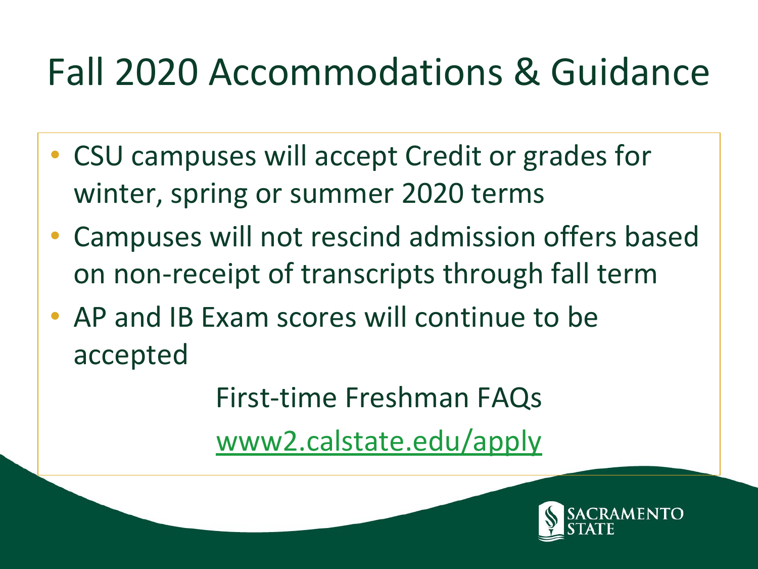# Fall 2020 Accommodations & Guidance

- CSU campuses will accept Credit or grades for winter, spring or summer 2020 terms
- Campuses will not rescind admission offers based on non-receipt of transcripts through fall term
- AP and IB Exam scores will continue to be accepted

First-time Freshman FAQs

www2.calstate.edu/apply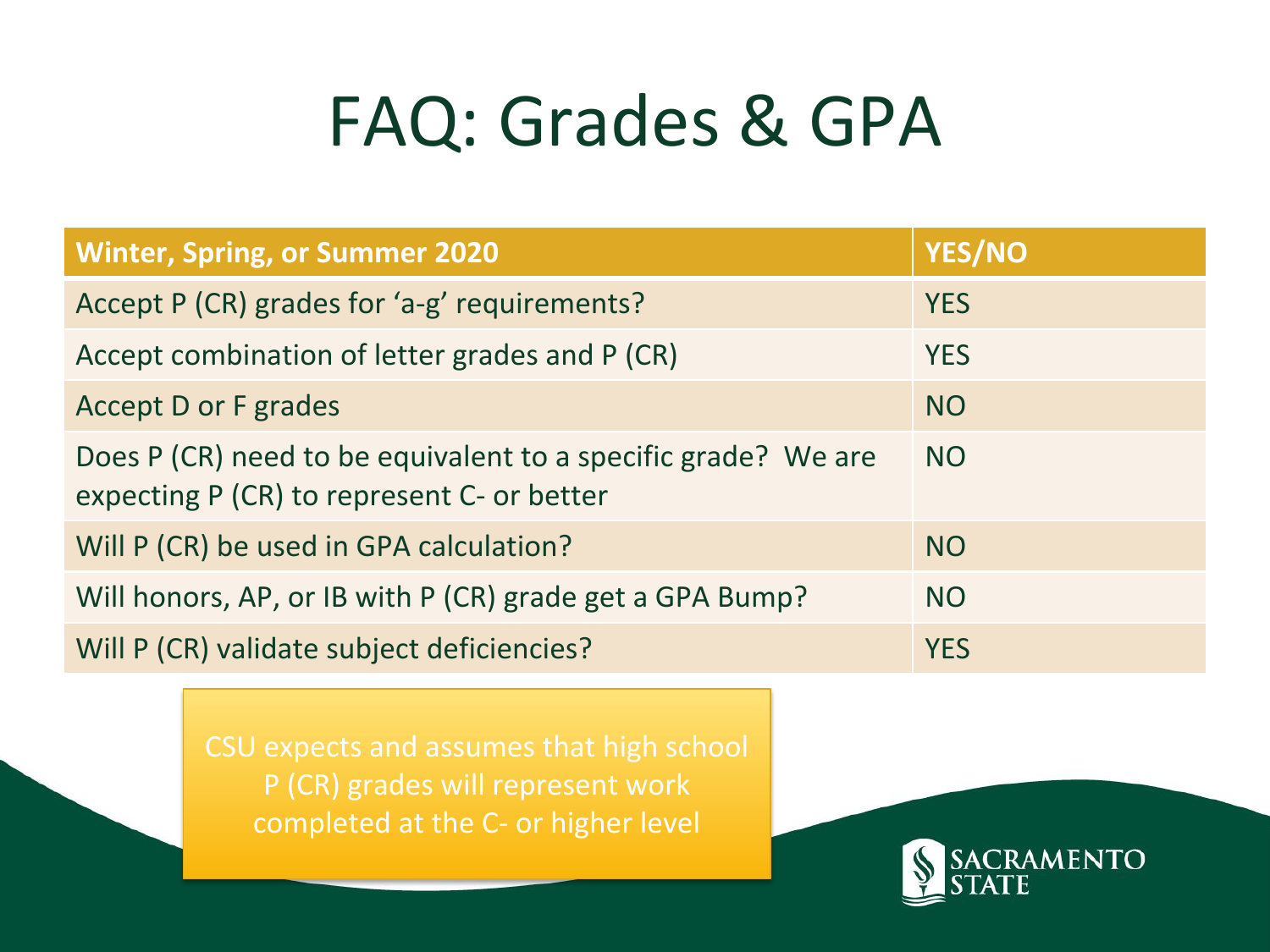# FAQ: Grades & GPA

| Winter, Spring, or Summer 2020 | YES/NO |
|---|---|
| Accept P (CR) grades for 'a-g' requirements? | YES |
| Accept combination of letter grades and P (CR) | YES |
| Accept D or F grades | NO |
| Does P (CR) need to be equivalent to a specific grade? We are expecting P (CR) to represent C- or better | NO |
| Will P (CR) be used in GPA calculation? | NO |
| Will honors, AP, or IB with P (CR) grade get a GPA Bump? | NO |
| Will P (CR) validate subject deficiencies? | YES |

CSU expects and assumes that high school P (CR) grades will represent work completed at the C- or higher level

SACRAMENTO STATE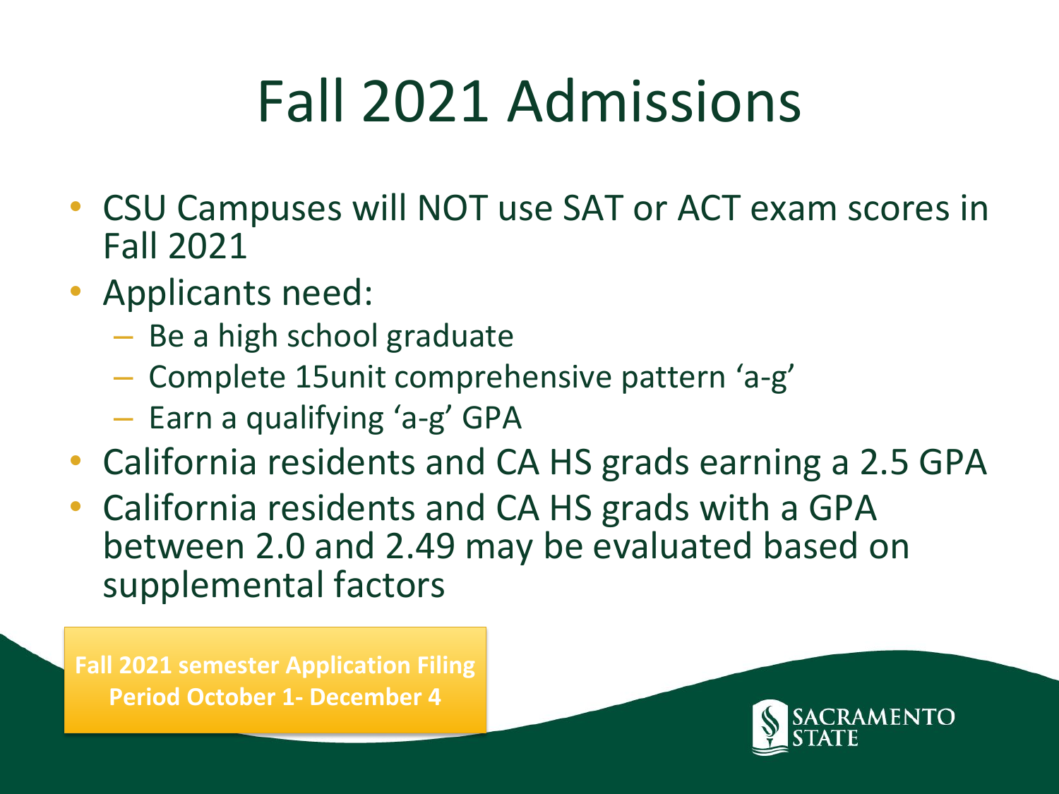# Fall 2021 Admissions

- CSU Campuses will NOT use SAT or ACT exam scores in Fall 2021
- Applicants need:
  - Be a high school graduate
  - Complete 15unit comprehensive pattern ‘a-g’
  - Earn a qualifying ‘a-g’ GPA
- California residents and CA HS grads earning a 2.5 GPA
- California residents and CA HS grads with a GPA between 2.0 and 2.49 may be evaluated based on supplemental factors

**Fall 2021 semester Application Filing Period October 1- December 4**

SACRAMENTO STATE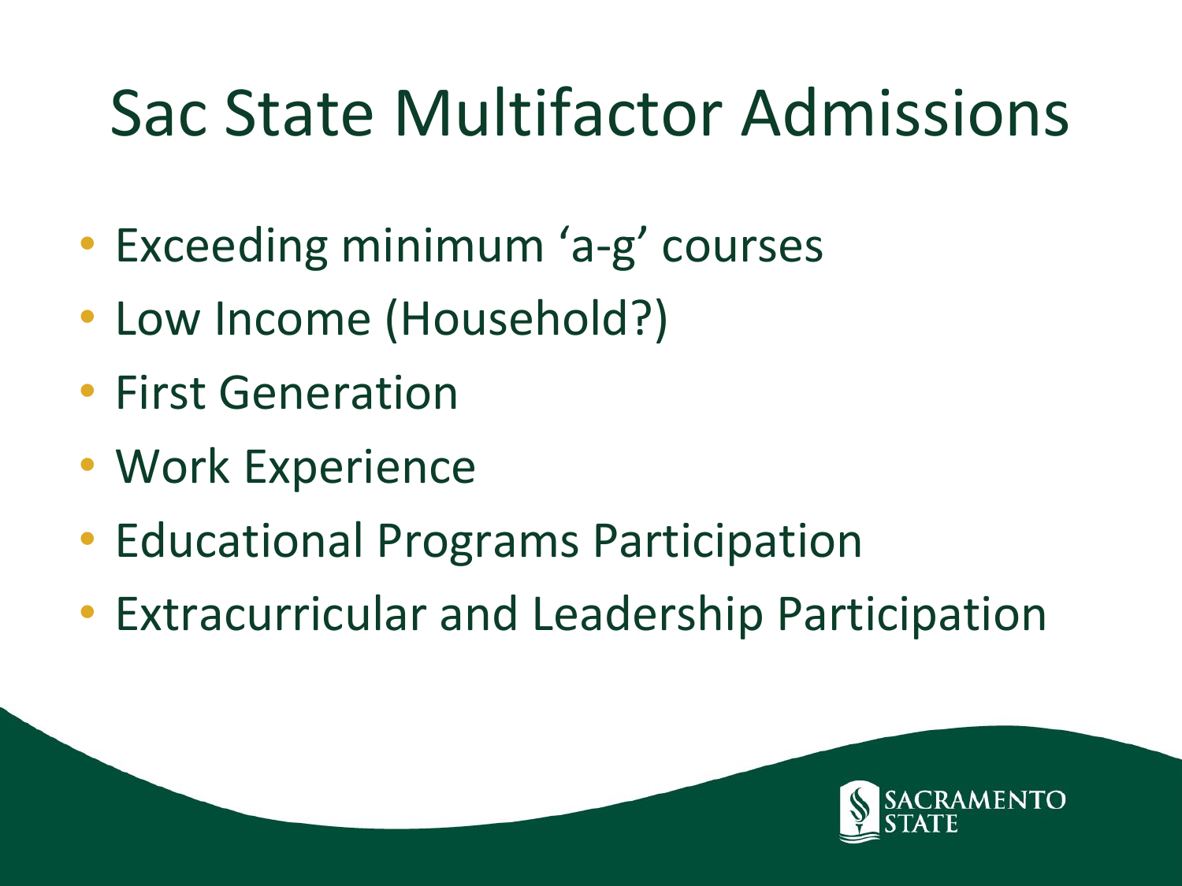# Sac State Multifactor Admissions

- Exceeding minimum ‘a-g’ courses
- Low Income (Household?)
- First Generation
- Work Experience
- Educational Programs Participation
- Extracurricular and Leadership Participation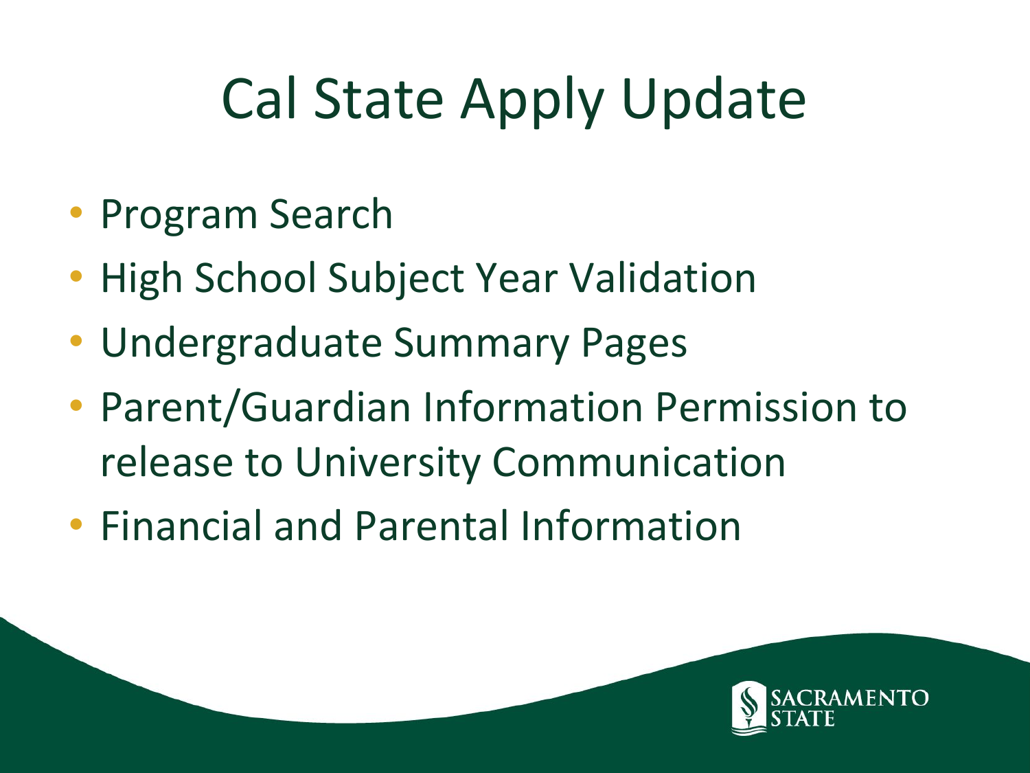# Cal State Apply Update

- Program Search
- High School Subject Year Validation
- Undergraduate Summary Pages
- Parent/Guardian Information Permission to release to University Communication
- Financial and Parental Information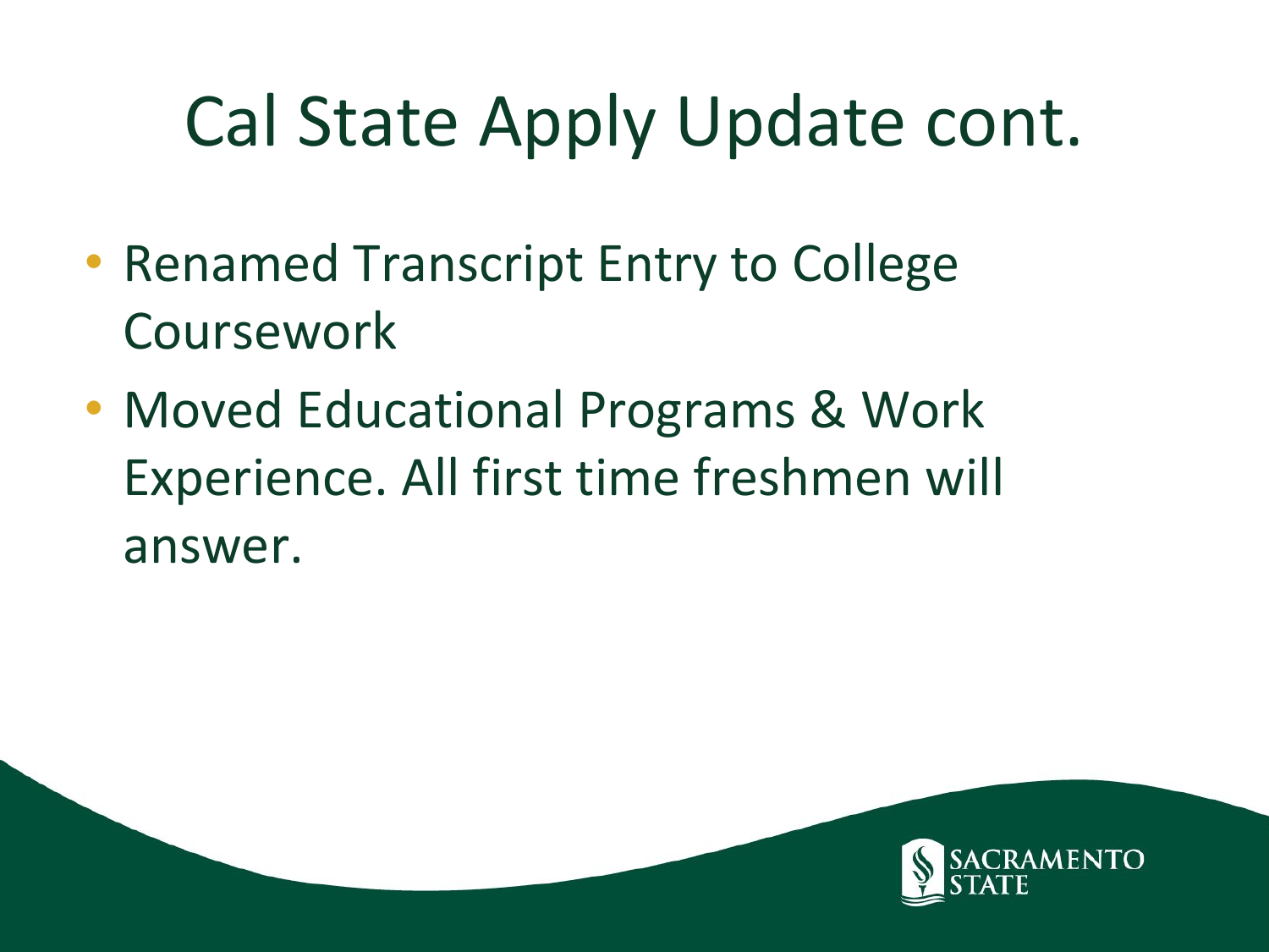# Cal State Apply Update cont.

- Renamed Transcript Entry to College Coursework
- Moved Educational Programs & Work Experience. All first time freshmen will answer.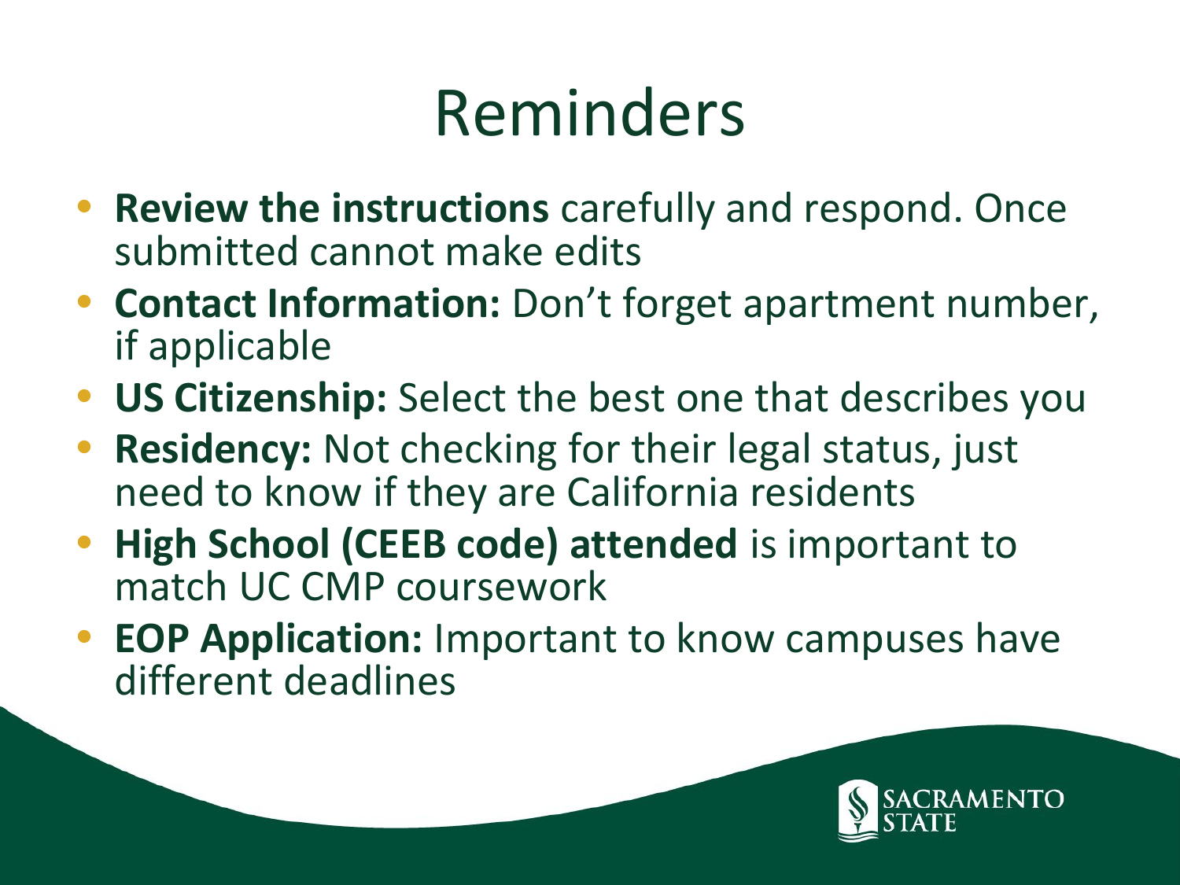# Reminders

- **Review the instructions** carefully and respond. Once submitted cannot make edits
- **Contact Information:** Don't forget apartment number, if applicable
- **US Citizenship:** Select the best one that describes you
- **Residency:** Not checking for their legal status, just need to know if they are California residents
- **High School (CEEB code) attended** is important to match UC CMP coursework
- **EOP Application:** Important to know campuses have different deadlines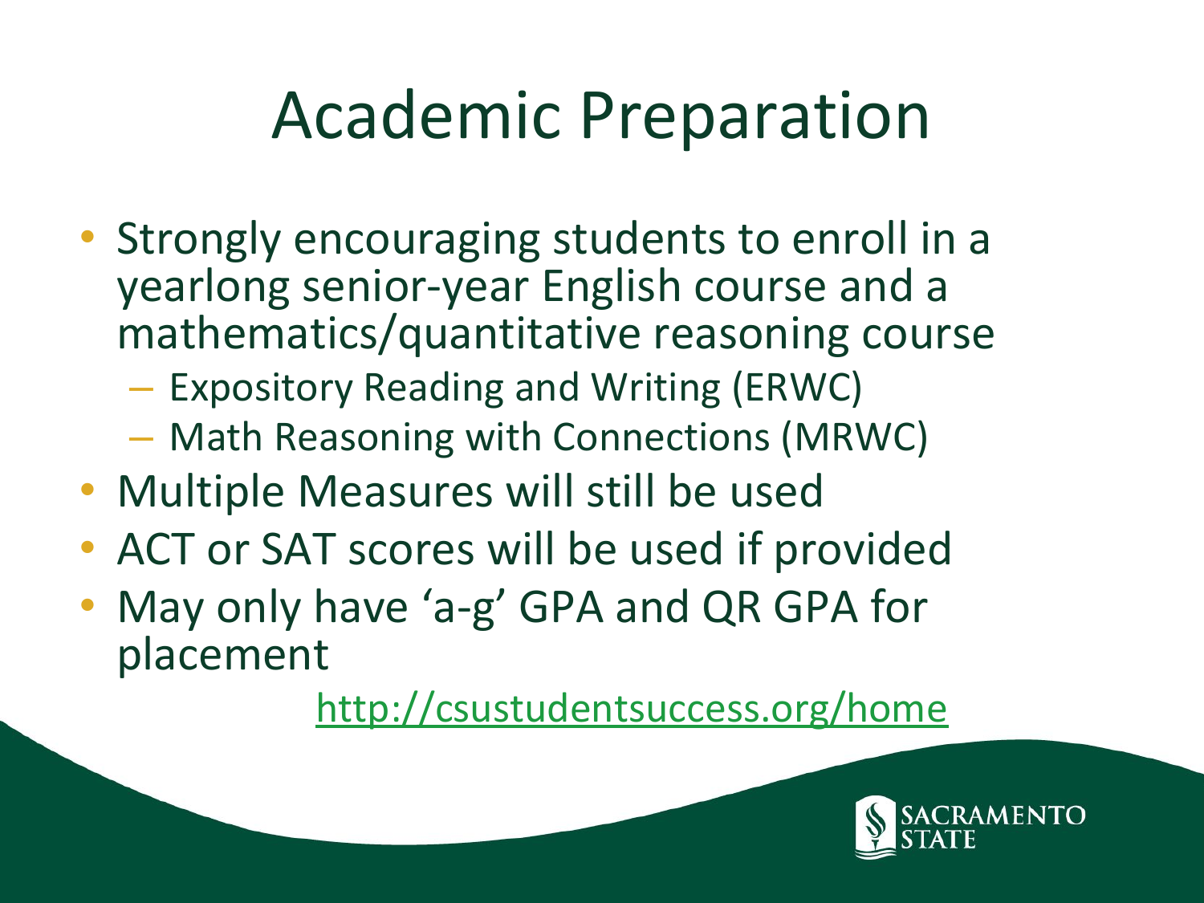# Academic Preparation

- Strongly encouraging students to enroll in a yearlong senior-year English course and a mathematics/quantitative reasoning course
  - Expository Reading and Writing (ERWC)
  - Math Reasoning with Connections (MRWC)
- Multiple Measures will still be used
- ACT or SAT scores will be used if provided
- May only have 'a-g' GPA and QR GPA for placement

http://csustudentsuccess.org/home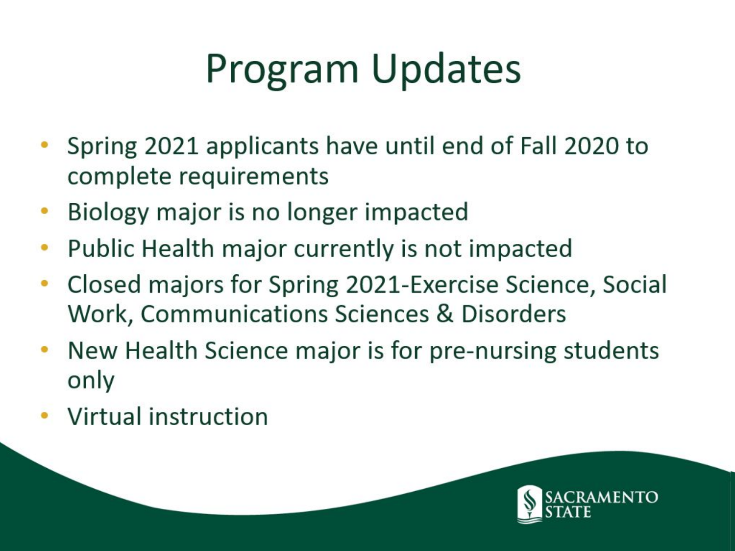# Program Updates

- Spring 2021 applicants have until end of Fall 2020 to complete requirements
- Biology major is no longer impacted
- Public Health major currently is not impacted
- Closed majors for Spring 2021-Exercise Science, Social Work, Communications Sciences & Disorders
- New Health Science major is for pre-nursing students only
- Virtual instruction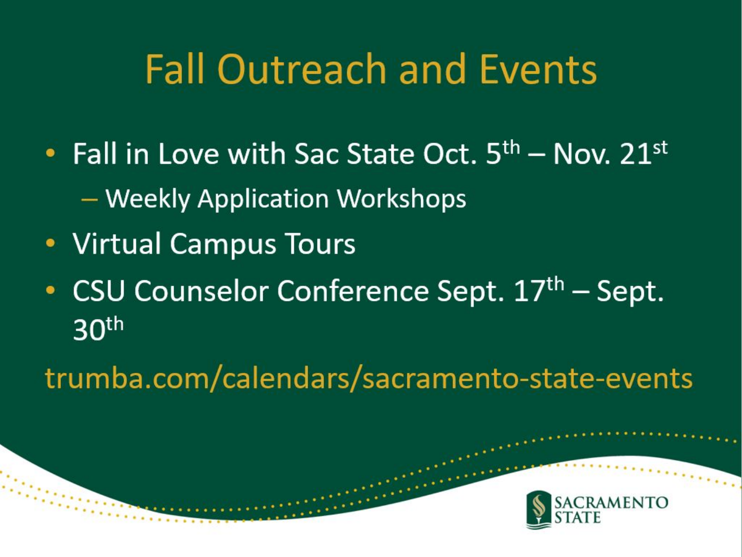# Fall Outreach and Events

- Fall in Love with Sac State Oct. 5th – Nov. 21st
  - Weekly Application Workshops
- Virtual Campus Tours
- CSU Counselor Conference Sept. 17th – Sept. 30th

trumba.com/calendars/sacramento-state-events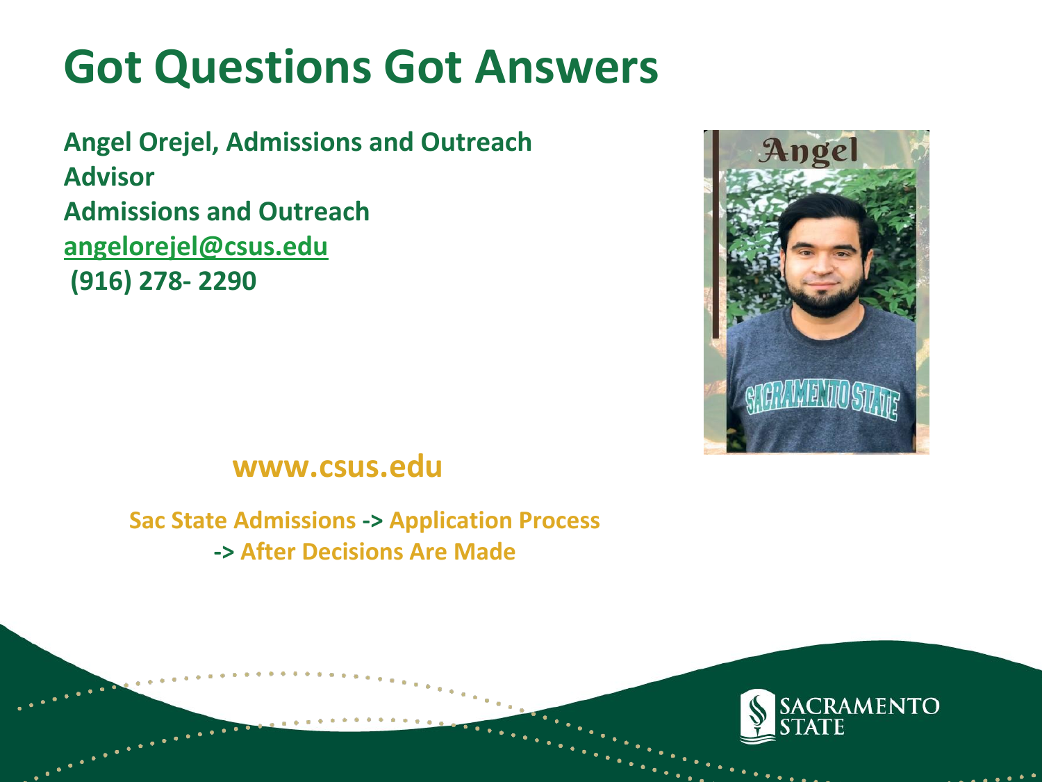# Got Questions Got Answers

**Angel Orejel, Admissions and Outreach Advisor**
**Admissions and Outreach**
**angelorejel@csus.edu**
**(916) 278- 2290**

**www.csus.edu**

**Sac State Admissions -> Application Process -> After Decisions Are Made**